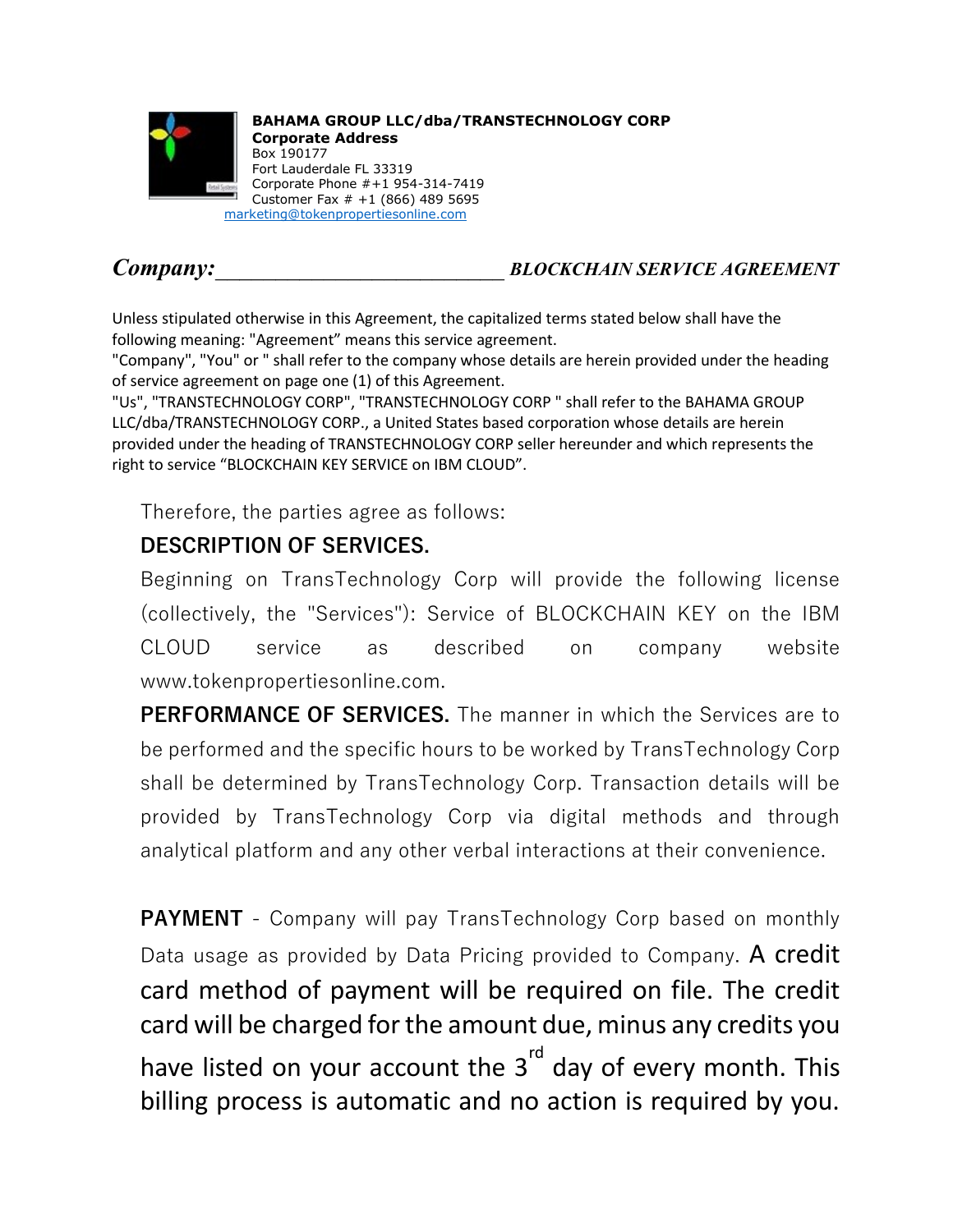**BAHAMA GROUP LLC/dba/TRANSTECHNOLOGY CORP**
**Corporate Address**
Box 190177
Fort Lauderdale FL 33319
Corporate Phone #+1 954-314-7419
Customer Fax # +1 (866) 489 5695
marketing@tokenpropertiesonline.com

***Company:*___________________________ *BLOCKCHAIN SERVICE AGREEMENT***

Unless stipulated otherwise in this Agreement, the capitalized terms stated below shall have the following meaning: "Agreement" means this service agreement.
"Company", "You" or " shall refer to the company whose details are herein provided under the heading of service agreement on page one (1) of this Agreement.
"Us", "TRANSTECHNOLOGY CORP", "TRANSTECHNOLOGY CORP " shall refer to the BAHAMA GROUP LLC/dba/TRANSTECHNOLOGY CORP., a United States based corporation whose details are herein provided under the heading of TRANSTECHNOLOGY CORP seller hereunder and which represents the right to service "BLOCKCHAIN KEY SERVICE on IBM CLOUD".

Therefore, the parties agree as follows:

**DESCRIPTION OF SERVICES.**

Beginning on TransTechnology Corp will provide the following license (collectively, the "Services"): Service of BLOCKCHAIN KEY on the IBM CLOUD service as described on company website www.tokenpropertiesonline.com.

**PERFORMANCE OF SERVICES.** The manner in which the Services are to be performed and the specific hours to be worked by TransTechnology Corp shall be determined by TransTechnology Corp. Transaction details will be provided by TransTechnology Corp via digital methods and through analytical platform and any other verbal interactions at their convenience.

**PAYMENT** - Company will pay TransTechnology Corp based on monthly Data usage as provided by Data Pricing provided to Company. A credit card method of payment will be required on file. The credit card will be charged for the amount due, minus any credits you have listed on your account the 3rd day of every month. This billing process is automatic and no action is required by you.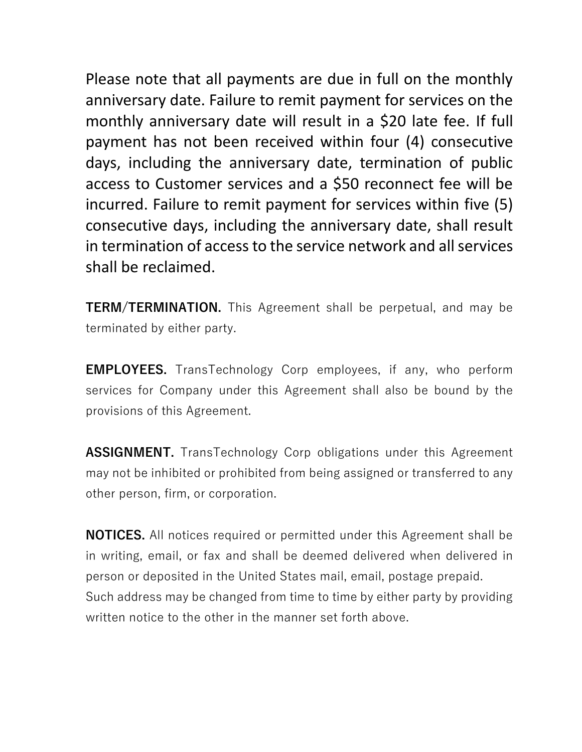Please note that all payments are due in full on the monthly anniversary date. Failure to remit payment for services on the monthly anniversary date will result in a $20 late fee. If full payment has not been received within four (4) consecutive days, including the anniversary date, termination of public access to Customer services and a $50 reconnect fee will be incurred. Failure to remit payment for services within five (5) consecutive days, including the anniversary date, shall result in termination of access to the service network and all services shall be reclaimed.

**TERM/TERMINATION.** This Agreement shall be perpetual, and may be terminated by either party.

**EMPLOYEES.** TransTechnology Corp employees, if any, who perform services for Company under this Agreement shall also be bound by the provisions of this Agreement.

**ASSIGNMENT.** TransTechnology Corp obligations under this Agreement may not be inhibited or prohibited from being assigned or transferred to any other person, firm, or corporation.

**NOTICES.** All notices required or permitted under this Agreement shall be in writing, email, or fax and shall be deemed delivered when delivered in person or deposited in the United States mail, email, postage prepaid.
Such address may be changed from time to time by either party by providing written notice to the other in the manner set forth above.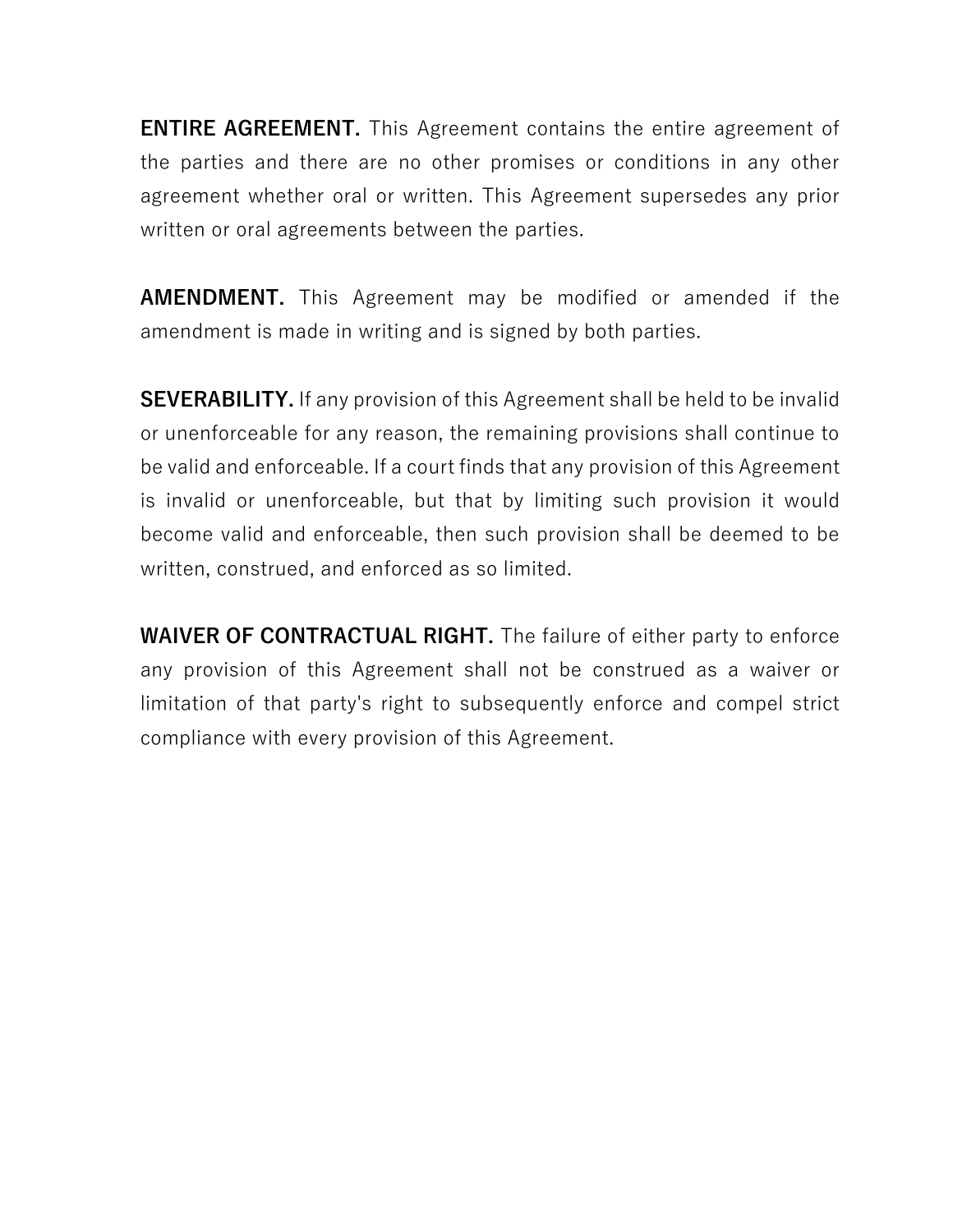**ENTIRE AGREEMENT.** This Agreement contains the entire agreement of the parties and there are no other promises or conditions in any other agreement whether oral or written. This Agreement supersedes any prior written or oral agreements between the parties.

**AMENDMENT.** This Agreement may be modified or amended if the amendment is made in writing and is signed by both parties.

**SEVERABILITY.** If any provision of this Agreement shall be held to be invalid or unenforceable for any reason, the remaining provisions shall continue to be valid and enforceable. If a court finds that any provision of this Agreement is invalid or unenforceable, but that by limiting such provision it would become valid and enforceable, then such provision shall be deemed to be written, construed, and enforced as so limited.

**WAIVER OF CONTRACTUAL RIGHT.** The failure of either party to enforce any provision of this Agreement shall not be construed as a waiver or limitation of that party's right to subsequently enforce and compel strict compliance with every provision of this Agreement.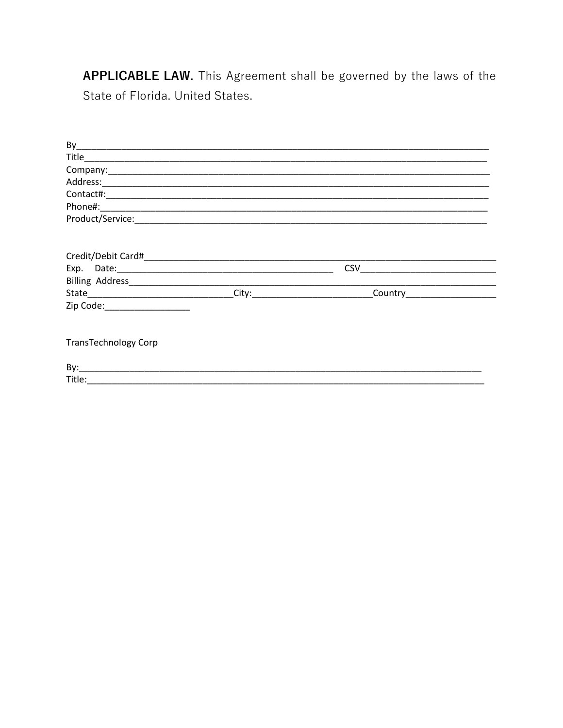**APPLICABLE LAW.** This Agreement shall be governed by the laws of the State of Florida. United States.

By_______________________________________________________________________________

Title______________________________________________________________________________

Company:__________________________________________________________________________

Address:___________________________________________________________________________

Contact#:__________________________________________________________________________

Phone#:___________________________________________________________________________

Product/Service:____________________________________________________________________

Credit/Debit Card#__________________________________________________________________

Exp. Date:___________________________________________ CSV___________________________

Billing Address______________________________________________________________________

State_____________________________City:_______________________Country__________________

Zip Code:_________________

TransTechnology Corp

By:________________________________________________________________________________

Title:_______________________________________________________________________________